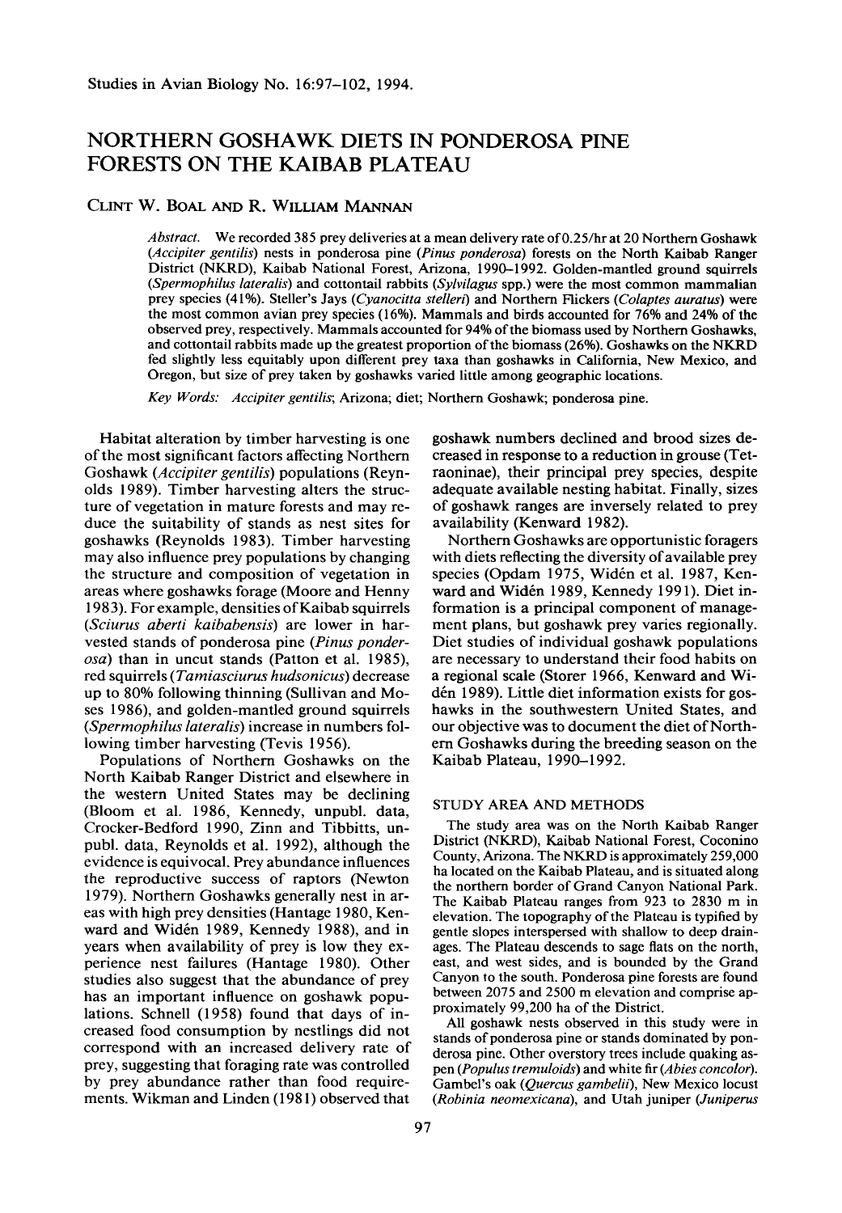# NORTHERN GOSHAWK DIETS IN PONDEROSA PINE FORESTS ON THE KAIBAB PLATEAU

CLINT W. BOAL AND R. WILLIAM MANNAN

*Abstract.* We recorded 385 prey deliveries at a mean delivery rate of 0.25/hr at 20 Northern Goshawk (*Accipiter gentilis*) nests in ponderosa pine (*Pinus ponderosa*) forests on the North Kaibab Ranger District (NKRD), Kaibab National Forest, Arizona, 1990–1992. Golden-mantled ground squirrels (*Spermophilus lateralis*) and cottontail rabbits (*Sylvilagus* spp.) were the most common mammalian prey species (41%). Steller's Jays (*Cyanocitta stelleri*) and Northern Flickers (*Colaptes auratus*) were the most common avian prey species (16%). Mammals and birds accounted for 76% and 24% of the observed prey, respectively. Mammals accounted for 94% of the biomass used by Northern Goshawks, and cottontail rabbits made up the greatest proportion of the biomass (26%). Goshawks on the NKRD fed slightly less equitably upon different prey taxa than goshawks in California, New Mexico, and Oregon, but size of prey taken by goshawks varied little among geographic locations.

*Key Words:* *Accipiter gentilis*; Arizona; diet; Northern Goshawk; ponderosa pine.

Habitat alteration by timber harvesting is one of the most significant factors affecting Northern Goshawk (*Accipiter gentilis*) populations (Reynolds 1989). Timber harvesting alters the structure of vegetation in mature forests and may reduce the suitability of stands as nest sites for goshawks (Reynolds 1983). Timber harvesting may also influence prey populations by changing the structure and composition of vegetation in areas where goshawks forage (Moore and Henny 1983). For example, densities of Kaibab squirrels (*Sciurus aberti kaibabensis*) are lower in harvested stands of ponderosa pine (*Pinus ponderosa*) than in uncut stands (Patton et al. 1985), red squirrels (*Tamiasciurus hudsonicus*) decrease up to 80% following thinning (Sullivan and Moses 1986), and golden-mantled ground squirrels (*Spermophilus lateralis*) increase in numbers following timber harvesting (Tevis 1956).

Populations of Northern Goshawks on the North Kaibab Ranger District and elsewhere in the western United States may be declining (Bloom et al. 1986, Kennedy, unpubl. data, Crocker-Bedford 1990, Zinn and Tibbitts, unpubl. data, Reynolds et al. 1992), although the evidence is equivocal. Prey abundance influences the reproductive success of raptors (Newton 1979). Northern Goshawks generally nest in areas with high prey densities (Hantage 1980, Kenward and Widén 1989, Kennedy 1988), and in years when availability of prey is low they experience nest failures (Hantage 1980). Other studies also suggest that the abundance of prey has an important influence on goshawk populations. Schnell (1958) found that days of increased food consumption by nestlings did not correspond with an increased delivery rate of prey, suggesting that foraging rate was controlled by prey abundance rather than food requirements. Wikman and Linden (1981) observed that goshawk numbers declined and brood sizes decreased in response to a reduction in grouse (Tetraoninae), their principal prey species, despite adequate available nesting habitat. Finally, sizes of goshawk ranges are inversely related to prey availability (Kenward 1982).

Northern Goshawks are opportunistic foragers with diets reflecting the diversity of available prey species (Opdam 1975, Widén et al. 1987, Kenward and Widén 1989, Kennedy 1991). Diet information is a principal component of management plans, but goshawk prey varies regionally. Diet studies of individual goshawk populations are necessary to understand their food habits on a regional scale (Storer 1966, Kenward and Widén 1989). Little diet information exists for goshawks in the southwestern United States, and our objective was to document the diet of Northern Goshawks during the breeding season on the Kaibab Plateau, 1990–1992.

## STUDY AREA AND METHODS

The study area was on the North Kaibab Ranger District (NKRD), Kaibab National Forest, Coconino County, Arizona. The NKRD is approximately 259,000 ha located on the Kaibab Plateau, and is situated along the northern border of Grand Canyon National Park. The Kaibab Plateau ranges from 923 to 2830 m in elevation. The topography of the Plateau is typified by gentle slopes interspersed with shallow to deep drainages. The Plateau descends to sage flats on the north, east, and west sides, and is bounded by the Grand Canyon to the south. Ponderosa pine forests are found between 2075 and 2500 m elevation and comprise approximately 99,200 ha of the District.

All goshawk nests observed in this study were in stands of ponderosa pine or stands dominated by ponderosa pine. Other overstory trees include quaking aspen (*Populus tremuloids*) and white fir (*Abies concolor*). Gambel's oak (*Quercus gambelii*), New Mexico locust (*Robinia neomexicana*), and Utah juniper (*Juniperus*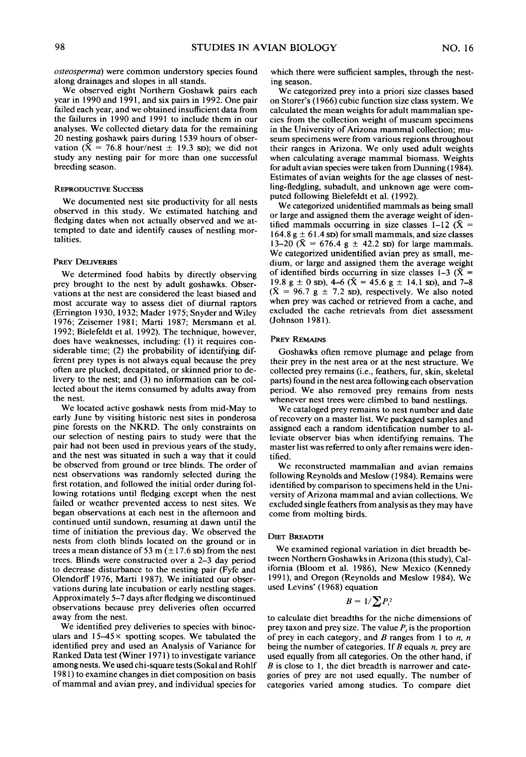*osteosperma*) were common understory species found along drainages and slopes in all stands.

We observed eight Northern Goshawk pairs each year in 1990 and 1991, and six pairs in 1992. One pair failed each year, and we obtained insufficient data from the failures in 1990 and 1991 to include them in our analyses. We collected dietary data for the remaining 20 nesting goshawk pairs during 1539 hours of observation ($\bar{X}$ = 76.8 hour/nest ± 19.3 SD); we did not study any nesting pair for more than one successful breeding season.

## Reproductive Success

We documented nest site productivity for all nests observed in this study. We estimated hatching and fledging dates when not actually observed and we attempted to date and identify causes of nestling mortalities.

## Prey Deliveries

We determined food habits by directly observing prey brought to the nest by adult goshawks. Observations at the nest are considered the least biased and most accurate way to assess diet of diurnal raptors (Errington 1930, 1932; Mader 1975; Snyder and Wiley 1976; Zeisemer 1981; Marti 1987; Mersmann et al. 1992; Bielefeldt et al. 1992). The technique, however, does have weaknesses, including: (1) it requires considerable time; (2) the probability of identifying different prey types is not always equal because the prey often are plucked, decapitated, or skinned prior to delivery to the nest; and (3) no information can be collected about the items consumed by adults away from the nest.

We located active goshawk nests from mid-May to early June by visiting historic nest sites in ponderosa pine forests on the NKRD. The only constraints on our selection of nesting pairs to study were that the pair had not been used in previous years of the study, and the nest was situated in such a way that it could be observed from ground or tree blinds. The order of nest observations was randomly selected during the first rotation, and followed the initial order during following rotations until fledging except when the nest failed or weather prevented access to nest sites. We began observations at each nest in the afternoon and continued until sundown, resuming at dawn until the time of initiation the previous day. We observed the nests from cloth blinds located on the ground or in trees a mean distance of 53 m (±17.6 SD) from the nest trees. Blinds were constructed over a 2–3 day period to decrease disturbance to the nesting pair (Fyfe and Olendorff 1976, Marti 1987). We initiated our observations during late incubation or early nestling stages. Approximately 5–7 days after fledging we discontinued observations because prey deliveries often occurred away from the nest.

We identified prey deliveries to species with binoculars and 15–45× spotting scopes. We tabulated the identified prey and used an Analysis of Variance for Ranked Data test (Winer 1971) to investigate variance among nests. We used chi-square tests (Sokal and Rohlf 1981) to examine changes in diet composition on basis of mammal and avian prey, and individual species for which there were sufficient samples, through the nesting season.

We categorized prey into a priori size classes based on Storer's (1966) cubic function size class system. We calculated the mean weights for adult mammalian species from the collection weight of museum specimens in the University of Arizona mammal collection; museum specimens were from various regions throughout their ranges in Arizona. We only used adult weights when calculating average mammal biomass. Weights for adult avian species were taken from Dunning (1984). Estimates of avian weights for the age classes of nestling-fledgling, subadult, and unknown age were computed following Bielefeldt et al. (1992).

We categorized unidentified mammals as being small or large and assigned them the average weight of identified mammals occurring in size classes 1–12 ($\bar{X}$ = 164.8 g ± 61.4 SD) for small mammals, and size classes 13–20 ($\bar{X}$ = 676.4 g ± 42.2 SD) for large mammals. We categorized unidentified avian prey as small, medium, or large and assigned them the average weight of identified birds occurring in size classes 1–3 ($\bar{X}$ = 19.8 g ± 0 SD), 4–6 ($\bar{X}$ = 45.6 g ± 14.1 SD), and 7–8 ($\bar{X}$ = 96.7 g ± 7.2 SD), respectively. We also noted when prey was cached or retrieved from a cache, and excluded the cache retrievals from diet assessment (Johnson 1981).

## Prey Remains

Goshawks often remove plumage and pelage from their prey in the nest area or at the nest structure. We collected prey remains (i.e., feathers, fur, skin, skeletal parts) found in the nest area following each observation period. We also removed prey remains from nests whenever nest trees were climbed to band nestlings.

We cataloged prey remains to nest number and date of recovery on a master list. We packaged samples and assigned each a random identification number to alleviate observer bias when identifying remains. The master list was referred to only after remains were identified.

We reconstructed mammalian and avian remains following Reynolds and Meslow (1984). Remains were identified by comparison to specimens held in the University of Arizona mammal and avian collections. We excluded single feathers from analysis as they may have come from molting birds.

## Diet Breadth

We examined regional variation in diet breadth between Northern Goshawks in Arizona (this study), California (Bloom et al. 1986), New Mexico (Kennedy 1991), and Oregon (Reynolds and Meslow 1984). We used Levins' (1968) equation

$$B = 1/\sum P_i^2$$

to calculate diet breadths for the niche dimensions of prey taxon and prey size. The value $P_i$ is the proportion of prey in each category, and $B$ ranges from 1 to $n$, $n$ being the number of categories. If $B$ equals $n$, prey are used equally from all categories. On the other hand, if $B$ is close to 1, the diet breadth is narrower and categories of prey are not used equally. The number of categories varied among studies. To compare diet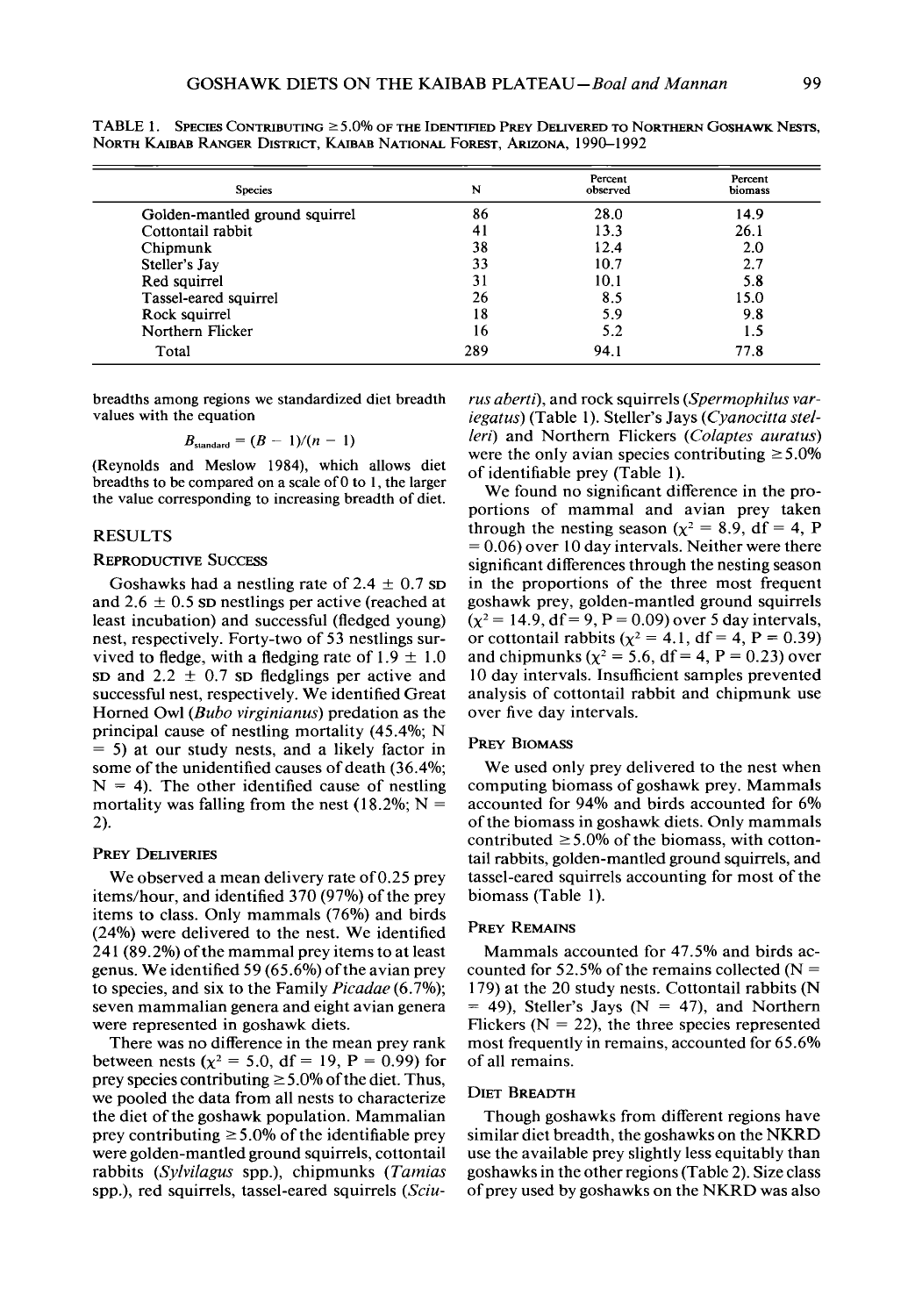TABLE 1. Species Contributing ≥5.0% of the Identified Prey Delivered to Northern Goshawk Nests, North Kaibab Ranger District, Kaibab National Forest, Arizona, 1990–1992

| Species | N | Percent observed | Percent biomass |
|---|---|---|---|
| Golden-mantled ground squirrel | 86 | 28.0 | 14.9 |
| Cottontail rabbit | 41 | 13.3 | 26.1 |
| Chipmunk | 38 | 12.4 | 2.0 |
| Steller's Jay | 33 | 10.7 | 2.7 |
| Red squirrel | 31 | 10.1 | 5.8 |
| Tassel-eared squirrel | 26 | 8.5 | 15.0 |
| Rock squirrel | 18 | 5.9 | 9.8 |
| Northern Flicker | 16 | 5.2 | 1.5 |
| Total | 289 | 94.1 | 77.8 |

breadths among regions we standardized diet breadth values with the equation

$$B_{standard} = (B - 1)/(n - 1)$$

(Reynolds and Meslow 1984), which allows diet breadths to be compared on a scale of 0 to 1, the larger the value corresponding to increasing breadth of diet.

## RESULTS

### Reproductive Success

Goshawks had a nestling rate of 2.4 ± 0.7 SD and 2.6 ± 0.5 SD nestlings per active (reached at least incubation) and successful (fledged young) nest, respectively. Forty-two of 53 nestlings survived to fledge, with a fledging rate of 1.9 ± 1.0 SD and 2.2 ± 0.7 SD fledglings per active and successful nest, respectively. We identified Great Horned Owl (*Bubo virginianus*) predation as the principal cause of nestling mortality (45.4%; N = 5) at our study nests, and a likely factor in some of the unidentified causes of death (36.4%; N = 4). The other identified cause of nestling mortality was falling from the nest (18.2%; N = 2).

### Prey Deliveries

We observed a mean delivery rate of 0.25 prey items/hour, and identified 370 (97%) of the prey items to class. Only mammals (76%) and birds (24%) were delivered to the nest. We identified 241 (89.2%) of the mammal prey items to at least genus. We identified 59 (65.6%) of the avian prey to species, and six to the Family *Picadae* (6.7%); seven mammalian genera and eight avian genera were represented in goshawk diets.

There was no difference in the mean prey rank between nests ($\chi^2 = 5.0$, df = 19, P = 0.99) for prey species contributing ≥5.0% of the diet. Thus, we pooled the data from all nests to characterize the diet of the goshawk population. Mammalian prey contributing ≥5.0% of the identifiable prey were golden-mantled ground squirrels, cottontail rabbits (*Sylvilagus* spp.), chipmunks (*Tamias* spp.), red squirrels, tassel-eared squirrels (*Sciurus aberti*), and rock squirrels (*Spermophilus variegatus*) (Table 1). Steller's Jays (*Cyanocitta stelleri*) and Northern Flickers (*Colaptes auratus*) were the only avian species contributing ≥5.0% of identifiable prey (Table 1).

We found no significant difference in the proportions of mammal and avian prey taken through the nesting season ($\chi^2 = 8.9$, df = 4, P = 0.06) over 10 day intervals. Neither were there significant differences through the nesting season in the proportions of the three most frequent goshawk prey, golden-mantled ground squirrels ($\chi^2 = 14.9$, df = 9, P = 0.09) over 5 day intervals, or cottontail rabbits ($\chi^2 = 4.1$, df = 4, P = 0.39) and chipmunks ($\chi^2 = 5.6$, df = 4, P = 0.23) over 10 day intervals. Insufficient samples prevented analysis of cottontail rabbit and chipmunk use over five day intervals.

### Prey Biomass

We used only prey delivered to the nest when computing biomass of goshawk prey. Mammals accounted for 94% and birds accounted for 6% of the biomass in goshawk diets. Only mammals contributed ≥5.0% of the biomass, with cottontail rabbits, golden-mantled ground squirrels, and tassel-eared squirrels accounting for most of the biomass (Table 1).

### Prey Remains

Mammals accounted for 47.5% and birds accounted for 52.5% of the remains collected (N = 179) at the 20 study nests. Cottontail rabbits (N = 49), Steller's Jays (N = 47), and Northern Flickers (N = 22), the three species represented most frequently in remains, accounted for 65.6% of all remains.

### Diet Breadth

Though goshawks from different regions have similar diet breadth, the goshawks on the NKRD use the available prey slightly less equitably than goshawks in the other regions (Table 2). Size class of prey used by goshawks on the NKRD was also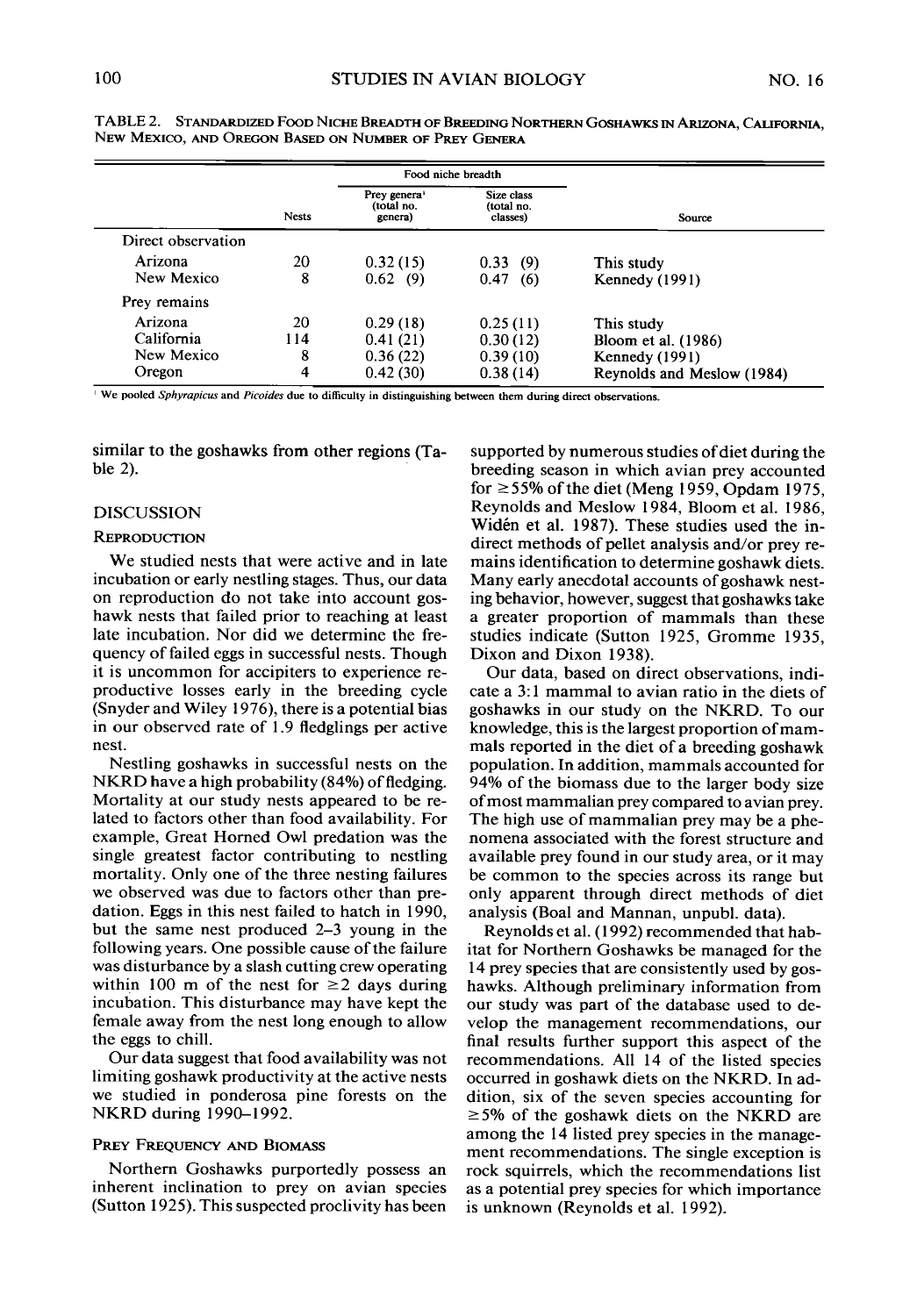TABLE 2. STANDARDIZED FOOD NICHE BREADTH OF BREEDING NORTHERN GOSHAWKS IN ARIZONA, CALIFORNIA, NEW MEXICO, AND OREGON BASED ON NUMBER OF PREY GENERA

| | Nests | Food niche breadth | | Source |
|---|---|---|---|---|
| | | Prey genera[1] (total no. genera) | Size class (total no. classes) | |
| Direct observation | | | | |
| Arizona | 20 | 0.32 (15) | 0.33 (9) | This study |
| New Mexico | 8 | 0.62 (9) | 0.47 (6) | Kennedy (1991) |
| Prey remains | | | | |
| Arizona | 20 | 0.29 (18) | 0.25 (11) | This study |
| California | 114 | 0.41 (21) | 0.30 (12) | Bloom et al. (1986) |
| New Mexico | 8 | 0.36 (22) | 0.39 (10) | Kennedy (1991) |
| Oregon | 4 | 0.42 (30) | 0.38 (14) | Reynolds and Meslow (1984) |

[1] We pooled *Sphyrapicus* and *Picoides* due to difficulty in distinguishing between them during direct observations.

similar to the goshawks from other regions (Table 2).

## DISCUSSION

### REPRODUCTION

We studied nests that were active and in late incubation or early nestling stages. Thus, our data on reproduction do not take into account goshawk nests that failed prior to reaching at least late incubation. Nor did we determine the frequency of failed eggs in successful nests. Though it is uncommon for accipiters to experience reproductive losses early in the breeding cycle (Snyder and Wiley 1976), there is a potential bias in our observed rate of 1.9 fledglings per active nest.

Nestling goshawks in successful nests on the NKRD have a high probability (84%) of fledging. Mortality at our study nests appeared to be related to factors other than food availability. For example, Great Horned Owl predation was the single greatest factor contributing to nestling mortality. Only one of the three nesting failures we observed was due to factors other than predation. Eggs in this nest failed to hatch in 1990, but the same nest produced 2–3 young in the following years. One possible cause of the failure was disturbance by a slash cutting crew operating within 100 m of the nest for ≥2 days during incubation. This disturbance may have kept the female away from the nest long enough to allow the eggs to chill.

Our data suggest that food availability was not limiting goshawk productivity at the active nests we studied in ponderosa pine forests on the NKRD during 1990–1992.

### PREY FREQUENCY AND BIOMASS

Northern Goshawks purportedly possess an inherent inclination to prey on avian species (Sutton 1925). This suspected proclivity has been supported by numerous studies of diet during the breeding season in which avian prey accounted for ≥55% of the diet (Meng 1959, Opdam 1975, Reynolds and Meslow 1984, Bloom et al. 1986, Widén et al. 1987). These studies used the indirect methods of pellet analysis and/or prey remains identification to determine goshawk diets. Many early anecdotal accounts of goshawk nesting behavior, however, suggest that goshawks take a greater proportion of mammals than these studies indicate (Sutton 1925, Gromme 1935, Dixon and Dixon 1938).

Our data, based on direct observations, indicate a 3:1 mammal to avian ratio in the diets of goshawks in our study on the NKRD. To our knowledge, this is the largest proportion of mammals reported in the diet of a breeding goshawk population. In addition, mammals accounted for 94% of the biomass due to the larger body size of most mammalian prey compared to avian prey. The high use of mammalian prey may be a phenomena associated with the forest structure and available prey found in our study area, or it may be common to the species across its range but only apparent through direct methods of diet analysis (Boal and Mannan, unpubl. data).

Reynolds et al. (1992) recommended that habitat for Northern Goshawks be managed for the 14 prey species that are consistently used by goshawks. Although preliminary information from our study was part of the database used to develop the management recommendations, our final results further support this aspect of the recommendations. All 14 of the listed species occurred in goshawk diets on the NKRD. In addition, six of the seven species accounting for ≥5% of the goshawk diets on the NKRD are among the 14 listed prey species in the management recommendations. The single exception is rock squirrels, which the recommendations list as a potential prey species for which importance is unknown (Reynolds et al. 1992).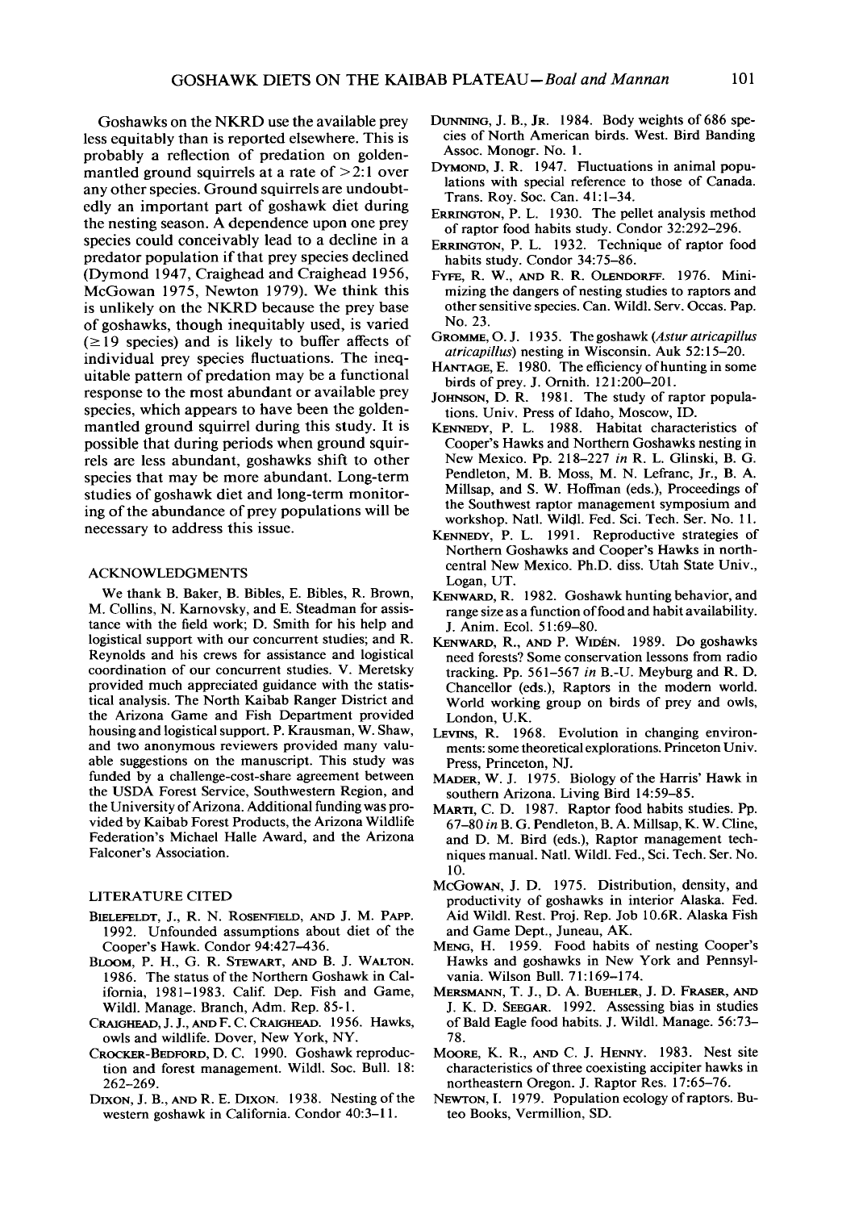Goshawks on the NKRD use the available prey less equitably than is reported elsewhere. This is probably a reflection of predation on golden-mantled ground squirrels at a rate of >2:1 over any other species. Ground squirrels are undoubtedly an important part of goshawk diet during the nesting season. A dependence upon one prey species could conceivably lead to a decline in a predator population if that prey species declined (Dymond 1947, Craighead and Craighead 1956, McGowan 1975, Newton 1979). We think this is unlikely on the NKRD because the prey base of goshawks, though inequitably used, is varied (≥19 species) and is likely to buffer affects of individual prey species fluctuations. The inequitable pattern of predation may be a functional response to the most abundant or available prey species, which appears to have been the golden-mantled ground squirrel during this study. It is possible that during periods when ground squirrels are less abundant, goshawks shift to other species that may be more abundant. Long-term studies of goshawk diet and long-term monitoring of the abundance of prey populations will be necessary to address this issue.

## ACKNOWLEDGMENTS

We thank B. Baker, B. Bibles, E. Bibles, R. Brown, M. Collins, N. Karnovsky, and E. Steadman for assistance with the field work; D. Smith for his help and logistical support with our concurrent studies; and R. Reynolds and his crews for assistance and logistical coordination of our concurrent studies. V. Meretsky provided much appreciated guidance with the statistical analysis. The North Kaibab Ranger District and the Arizona Game and Fish Department provided housing and logistical support. P. Krausman, W. Shaw, and two anonymous reviewers provided many valuable suggestions on the manuscript. This study was funded by a challenge-cost-share agreement between the USDA Forest Service, Southwestern Region, and the University of Arizona. Additional funding was provided by Kaibab Forest Products, the Arizona Wildlife Federation's Michael Halle Award, and the Arizona Falconer's Association.

## LITERATURE CITED

BIELEFELDT, J., R. N. ROSENFIELD, AND J. M. PAPP. 1992. Unfounded assumptions about diet of the Cooper's Hawk. Condor 94:427–436.

BLOOM, P. H., G. R. STEWART, AND B. J. WALTON. 1986. The status of the Northern Goshawk in California, 1981–1983. Calif. Dep. Fish and Game, Wildl. Manage. Branch, Adm. Rep. 85-1.

CRAIGHEAD, J. J., AND F. C. CRAIGHEAD. 1956. Hawks, owls and wildlife. Dover, New York, NY.

CROCKER-BEDFORD, D. C. 1990. Goshawk reproduction and forest management. Wildl. Soc. Bull. 18: 262–269.

DIXON, J. B., AND R. E. DIXON. 1938. Nesting of the western goshawk in California. Condor 40:3–11.

DUNNING, J. B., JR. 1984. Body weights of 686 species of North American birds. West. Bird Banding Assoc. Monogr. No. 1.

DYMOND, J. R. 1947. Fluctuations in animal populations with special reference to those of Canada. Trans. Roy. Soc. Can. 41:1–34.

ERRINGTON, P. L. 1930. The pellet analysis method of raptor food habits study. Condor 32:292–296.

ERRINGTON, P. L. 1932. Technique of raptor food habits study. Condor 34:75–86.

FYFE, R. W., AND R. R. OLENDORFF. 1976. Minimizing the dangers of nesting studies to raptors and other sensitive species. Can. Wildl. Serv. Occas. Pap. No. 23.

GROMME, O. J. 1935. The goshawk (*Astur atricapillus atricapillus*) nesting in Wisconsin. Auk 52:15–20.

HANTAGE, E. 1980. The efficiency of hunting in some birds of prey. J. Ornith. 121:200–201.

JOHNSON, D. R. 1981. The study of raptor populations. Univ. Press of Idaho, Moscow, ID.

KENNEDY, P. L. 1988. Habitat characteristics of Cooper's Hawks and Northern Goshawks nesting in New Mexico. Pp. 218–227 *in* R. L. Glinski, B. G. Pendleton, M. B. Moss, M. N. Lefranc, Jr., B. A. Millsap, and S. W. Hoffman (eds.), Proceedings of the Southwest raptor management symposium and workshop. Natl. Wildl. Fed. Sci. Tech. Ser. No. 11.

KENNEDY, P. L. 1991. Reproductive strategies of Northern Goshawks and Cooper's Hawks in north-central New Mexico. Ph.D. diss. Utah State Univ., Logan, UT.

KENWARD, R. 1982. Goshawk hunting behavior, and range size as a function of food and habit availability. J. Anim. Ecol. 51:69–80.

KENWARD, R., AND P. WIDÉN. 1989. Do goshawks need forests? Some conservation lessons from radio tracking. Pp. 561–567 *in* B.-U. Meyburg and R. D. Chancellor (eds.), Raptors in the modern world. World working group on birds of prey and owls, London, U.K.

LEVINS, R. 1968. Evolution in changing environments: some theoretical explorations. Princeton Univ. Press, Princeton, NJ.

MADER, W. J. 1975. Biology of the Harris' Hawk in southern Arizona. Living Bird 14:59–85.

MARTI, C. D. 1987. Raptor food habits studies. Pp. 67–80 *in* B. G. Pendleton, B. A. Millsap, K. W. Cline, and D. M. Bird (eds.), Raptor management techniques manual. Natl. Wildl. Fed., Sci. Tech. Ser. No. 10.

MCGOWAN, J. D. 1975. Distribution, density, and productivity of goshawks in interior Alaska. Fed. Aid Wildl. Rest. Proj. Rep. Job 10.6R. Alaska Fish and Game Dept., Juneau, AK.

MENG, H. 1959. Food habits of nesting Cooper's Hawks and goshawks in New York and Pennsylvania. Wilson Bull. 71:169–174.

MERSMANN, T. J., D. A. BUEHLER, J. D. FRASER, AND J. K. D. SEEGAR. 1992. Assessing bias in studies of Bald Eagle food habits. J. Wildl. Manage. 56:73–78.

MOORE, K. R., AND C. J. HENNY. 1983. Nest site characteristics of three coexisting accipiter hawks in northeastern Oregon. J. Raptor Res. 17:65–76.

NEWTON, I. 1979. Population ecology of raptors. Buteo Books, Vermillion, SD.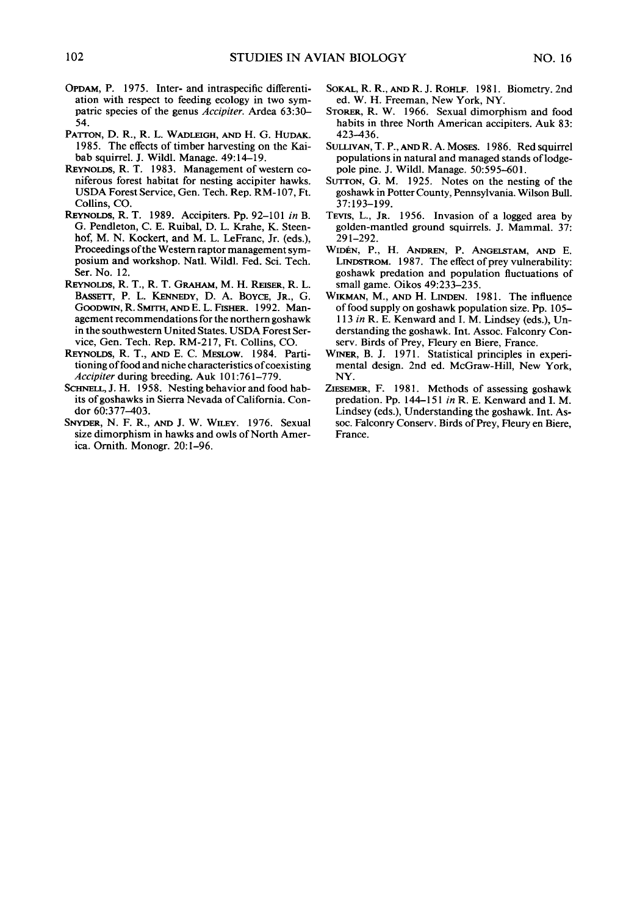OPDAM, P. 1975. Inter- and intraspecific differentiation with respect to feeding ecology in two sympatric species of the genus *Accipiter*. Ardea 63:30–54.

PATTON, D. R., R. L. WADLEIGH, AND H. G. HUDAK. 1985. The effects of timber harvesting on the Kaibab squirrel. J. Wildl. Manage. 49:14–19.

REYNOLDS, R. T. 1983. Management of western coniferous forest habitat for nesting accipiter hawks. USDA Forest Service, Gen. Tech. Rep. RM-107, Ft. Collins, CO.

REYNOLDS, R. T. 1989. Accipiters. Pp. 92–101 *in* B. G. Pendleton, C. E. Ruibal, D. L. Krahe, K. Steenhof, M. N. Kockert, and M. L. LeFranc, Jr. (eds.), Proceedings of the Western raptor management symposium and workshop. Natl. Wildl. Fed. Sci. Tech. Ser. No. 12.

REYNOLDS, R. T., R. T. GRAHAM, M. H. REISER, R. L. BASSETT, P. L. KENNEDY, D. A. BOYCE, JR., G. GOODWIN, R. SMITH, AND E. L. FISHER. 1992. Management recommendations for the northern goshawk in the southwestern United States. USDA Forest Service, Gen. Tech. Rep. RM-217, Ft. Collins, CO.

REYNOLDS, R. T., AND E. C. MESLOW. 1984. Partitioning of food and niche characteristics of coexisting *Accipiter* during breeding. Auk 101:761–779.

SCHNELL, J. H. 1958. Nesting behavior and food habits of goshawks in Sierra Nevada of California. Condor 60:377–403.

SNYDER, N. F. R., AND J. W. WILEY. 1976. Sexual size dimorphism in hawks and owls of North America. Ornith. Monogr. 20:1–96.

SOKAL, R. R., AND R. J. ROHLF. 1981. Biometry. 2nd ed. W. H. Freeman, New York, NY.

STORER, R. W. 1966. Sexual dimorphism and food habits in three North American accipiters. Auk 83: 423–436.

SULLIVAN, T. P., AND R. A. MOSES. 1986. Red squirrel populations in natural and managed stands of lodgepole pine. J. Wildl. Manage. 50:595–601.

SUTTON, G. M. 1925. Notes on the nesting of the goshawk in Potter County, Pennsylvania. Wilson Bull. 37:193–199.

TEVIS, L., JR. 1956. Invasion of a logged area by golden-mantled ground squirrels. J. Mammal. 37: 291–292.

WIDÉN, P., H. ANDREN, P. ANGELSTAM, AND E. LINDSTROM. 1987. The effect of prey vulnerability: goshawk predation and population fluctuations of small game. Oikos 49:233–235.

WIKMAN, M., AND H. LINDEN. 1981. The influence of food supply on goshawk population size. Pp. 105–113 *in* R. E. Kenward and I. M. Lindsey (eds.), Understanding the goshawk. Int. Assoc. Falconry Conserv. Birds of Prey, Fleury en Biere, France.

WINER, B. J. 1971. Statistical principles in experimental design. 2nd ed. McGraw-Hill, New York, NY.

ZIESEMER, F. 1981. Methods of assessing goshawk predation. Pp. 144–151 *in* R. E. Kenward and I. M. Lindsey (eds.), Understanding the goshawk. Int. Assoc. Falconry Conserv. Birds of Prey, Fleury en Biere, France.